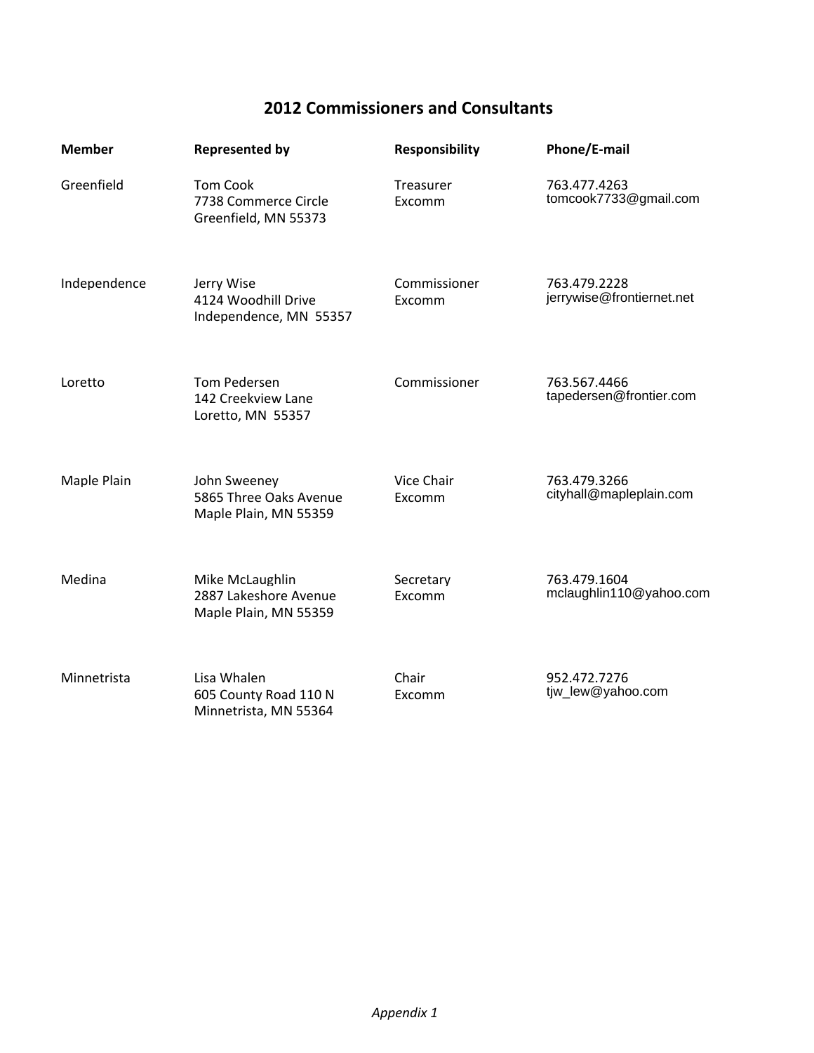## 2012 Commissioners and Consultants

| Member | Represented by | Responsibility | Phone/E-mail |
|---|---|---|---|
| Greenfield | Tom Cook<br>7738 Commerce Circle<br>Greenfield, MN 55373 | Treasurer<br>Excomm | 763.477.4263<br>tomcook7733@gmail.com |
| Independence | Jerry Wise<br>4124 Woodhill Drive<br>Independence, MN 55357 | Commissioner<br>Excomm | 763.479.2228<br>jerrywise@frontiernet.net |
| Loretto | Tom Pedersen<br>142 Creekview Lane<br>Loretto, MN 55357 | Commissioner | 763.567.4466<br>tapedersen@frontier.com |
| Maple Plain | John Sweeney<br>5865 Three Oaks Avenue<br>Maple Plain, MN 55359 | Vice Chair<br>Excomm | 763.479.3266<br>cityhall@mapleplain.com |
| Medina | Mike McLaughlin<br>2887 Lakeshore Avenue<br>Maple Plain, MN 55359 | Secretary<br>Excomm | 763.479.1604<br>mclaughlin110@yahoo.com |
| Minnetrista | Lisa Whalen<br>605 County Road 110 N<br>Minnetrista, MN 55364 | Chair<br>Excomm | 952.472.7276<br>tjw_lew@yahoo.com |

*Appendix 1*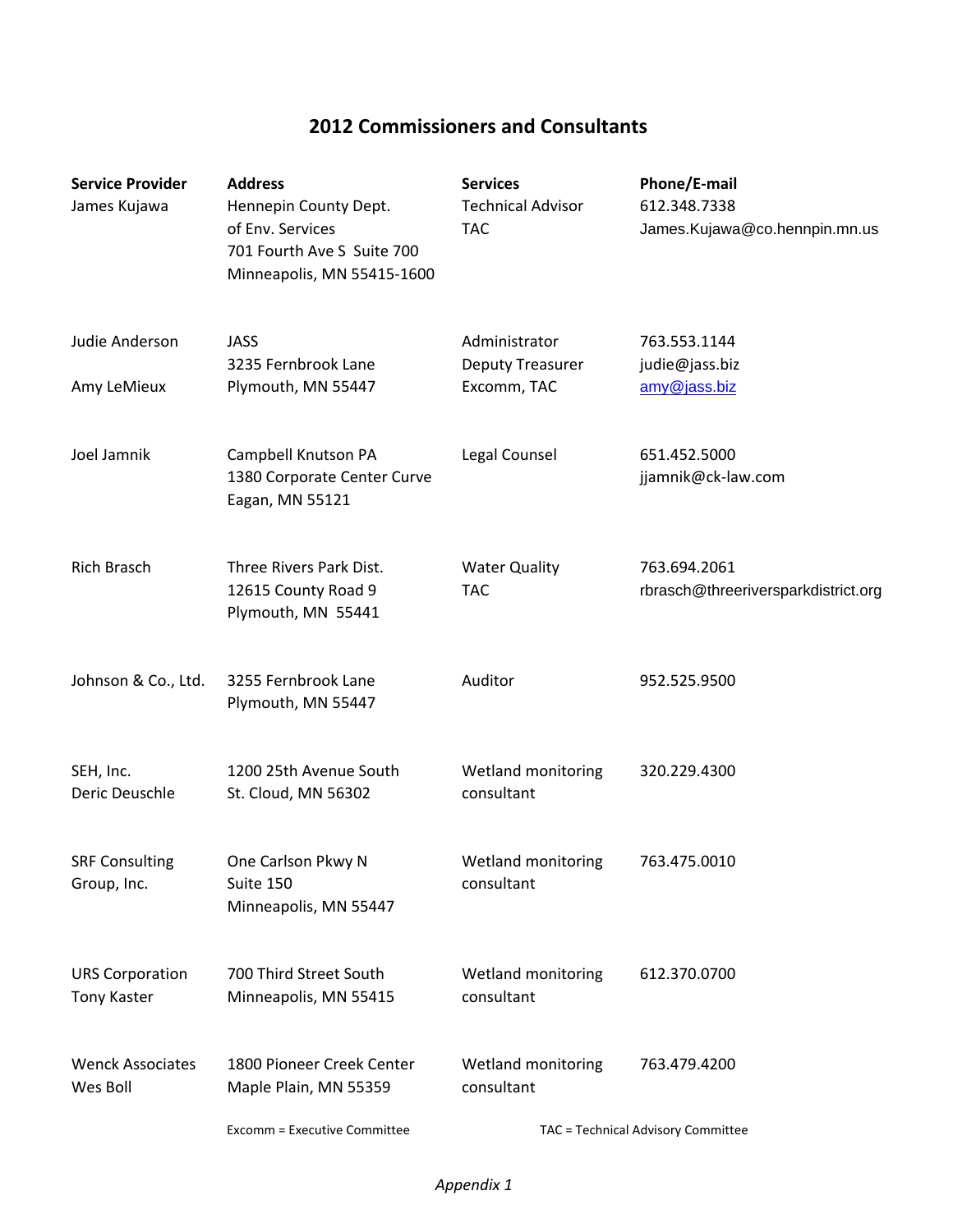# 2012 Commissioners and Consultants

| Service Provider | Address | Services | Phone/E-mail |
|---|---|---|---|
| James Kujawa | Hennepin County Dept. of Env. Services<br>701 Fourth Ave S Suite 700<br>Minneapolis, MN 55415-1600 | Technical Advisor<br>TAC | 612.348.7338<br>James.Kujawa@co.hennpin.mn.us |
| Judie Anderson<br><br>Amy LeMieux | JASS<br>3235 Fernbrook Lane<br>Plymouth, MN 55447 | Administrator<br>Deputy Treasurer<br>Excomm, TAC | 763.553.1144<br>judie@jass.biz<br>amy@jass.biz |
| Joel Jamnik | Campbell Knutson PA<br>1380 Corporate Center Curve<br>Eagan, MN 55121 | Legal Counsel | 651.452.5000<br>jjamnik@ck-law.com |
| Rich Brasch | Three Rivers Park Dist.<br>12615 County Road 9<br>Plymouth, MN 55441 | Water Quality<br>TAC | 763.694.2061<br>rbrasch@threeriversparkdistrict.org |
| Johnson & Co., Ltd. | 3255 Fernbrook Lane<br>Plymouth, MN 55447 | Auditor | 952.525.9500 |
| SEH, Inc.<br>Deric Deuschle | 1200 25th Avenue South<br>St. Cloud, MN 56302 | Wetland monitoring consultant | 320.229.4300 |
| SRF Consulting Group, Inc. | One Carlson Pkwy N<br>Suite 150<br>Minneapolis, MN 55447 | Wetland monitoring consultant | 763.475.0010 |
| URS Corporation<br>Tony Kaster | 700 Third Street South<br>Minneapolis, MN 55415 | Wetland monitoring consultant | 612.370.0700 |
| Wenck Associates<br>Wes Boll | 1800 Pioneer Creek Center<br>Maple Plain, MN 55359 | Wetland monitoring consultant | 763.479.4200 |

Excomm = Executive Committee TAC = Technical Advisory Committee

*Appendix 1*